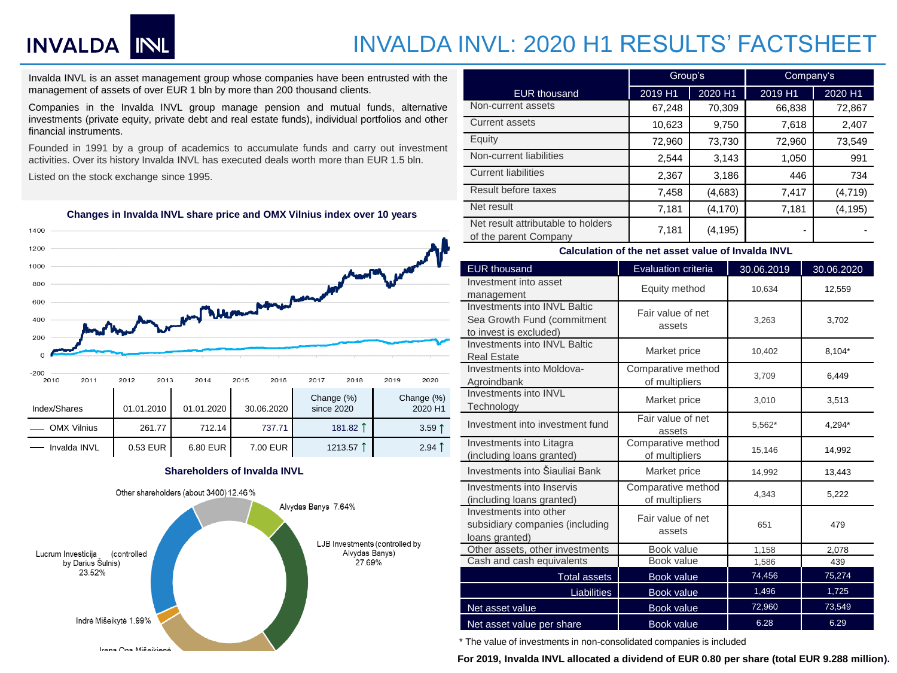# INVALDA INVL: 2020 H1 RESULTS' FACTSHEET

Invalda INVL is an asset management group whose companies have been entrusted with the management of assets of over EUR 1 bln by more than 200 thousand clients.

Companies in the Invalda INVL group manage pension and mutual funds, alternative investments (private equity, private debt and real estate funds), individual portfolios and other financial instruments.

Founded in 1991 by a group of academics to accumulate funds and carry out investment activities. Over its history Invalda INVL has executed deals worth more than EUR 1.5 bln.

Listed on the stock exchange since 1995.

**Changes in Invalda INVL share price and OMX Vilnius index over 10 years**

| Index/Shares | 01.01.2010 | 01.01.2020 | 30.06.2020 | Change (%) since 2020 | Change (%) 2020 H1 |
|---|---|---|---|---|---|
| OMX Vilnius | 261.77 | 712.14 | 737.71 | 181.82 ↑ | 3.59 ↑ |
| Invalda INVL | 0.53 EUR | 6.80 EUR | 7.00 EUR | 1213.57 ↑ | 2.94 ↑ |

**Shareholders of Invalda INVL**

- LJB Investments (controlled by Alvydas Banys) 27.69%
- Lucrum Investicija (controlled by Darius Šulnis) 23.52%
- Other shareholders (about 3400) 12.46 %
- Alvydas Banys 7.64%
- Indrė Mišeikytė 1.99%
- Irena Ona Mišeikienė

| EUR thousand | Group's 2019 H1 | Group's 2020 H1 | Company's 2019 H1 | Company's 2020 H1 |
|---|---|---|---|---|
| Non-current assets | 67,248 | 70,309 | 66,838 | 72,867 |
| Current assets | 10,623 | 9,750 | 7,618 | 2,407 |
| Equity | 72,960 | 73,730 | 72,960 | 73,549 |
| Non-current liabilities | 2,544 | 3,143 | 1,050 | 991 |
| Current liabilities | 2,367 | 3,186 | 446 | 734 |
| Result before taxes | 7,458 | (4,683) | 7,417 | (4,719) |
| Net result | 7,181 | (4,170) | 7,181 | (4,195) |
| Net result attributable to holders of the parent Company | 7,181 | (4,195) | - | - |

**Calculation of the net asset value of Invalda INVL**

| EUR thousand | Evaluation criteria | 30.06.2019 | 30.06.2020 |
|---|---|---|---|
| Investment into asset management | Equity method | 10,634 | 12,559 |
| Investments into INVL Baltic Sea Growth Fund (commitment to invest is excluded) | Fair value of net assets | 3,263 | 3,702 |
| Investments into INVL Baltic Real Estate | Market price | 10,402 | 8,104* |
| Investments into Moldova-Agroindbank | Comparative method of multipliers | 3,709 | 6,449 |
| Investments into INVL Technology | Market price | 3,010 | 3,513 |
| Investment into investment fund | Fair value of net assets | 5,562* | 4,294* |
| Investments into Litagra (including loans granted) | Comparative method of multipliers | 15,146 | 14,992 |
| Investments into Šiauliai Bank | Market price | 14,992 | 13,443 |
| Investments into Inservis (including loans granted) | Comparative method of multipliers | 4,343 | 5,222 |
| Investments into other subsidiary companies (including loans granted) | Fair value of net assets | 651 | 479 |
| Other assets, other investments | Book value | 1,158 | 2,078 |
| Cash and cash equivalents | Book value | 1,586 | 439 |
| Total assets | Book value | 74,456 | 75,274 |
| Liabilities | Book value | 1,496 | 1,725 |
| Net asset value | Book value | 72,960 | 73,549 |
| Net asset value per share | Book value | 6.28 | 6.29 |

\* The value of investments in non-consolidated companies is included

**For 2019, Invalda INVL allocated a dividend of EUR 0.80 per share (total EUR 9.288 million).**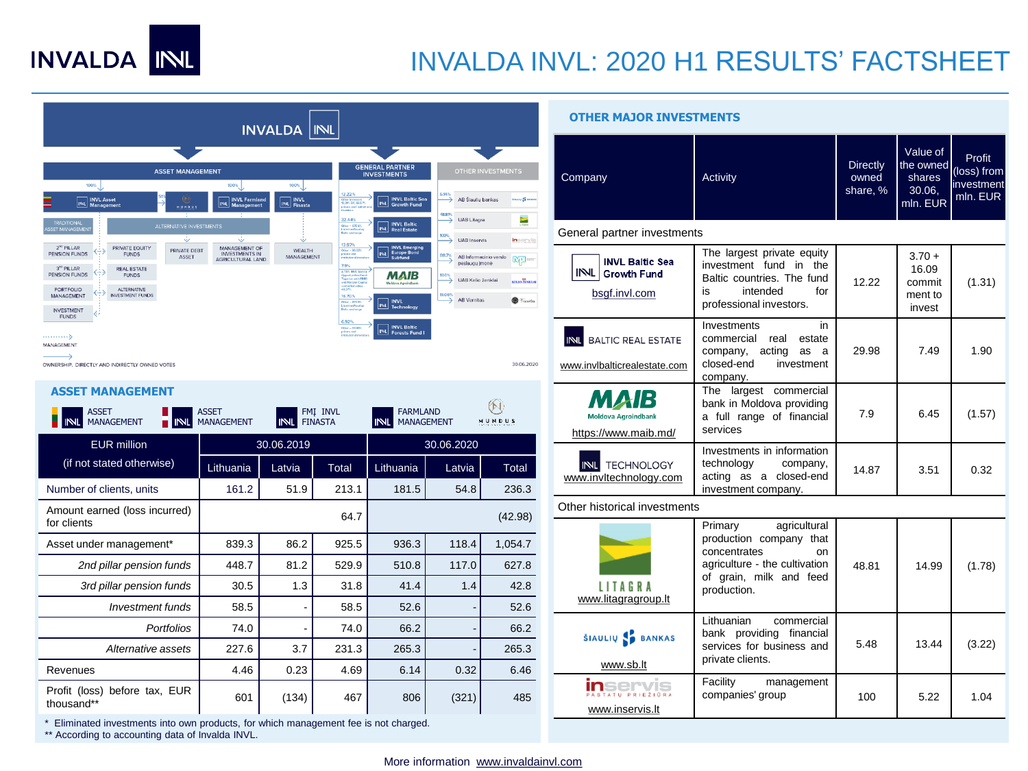# INVALDA INVL: 2020 H1 RESULTS' FACTSHEET

INVALDA INVL

ASSET MANAGEMENT | GENERAL PARTNER INVESTMENTS | OTHER INVESTMENTS

INVL Asset Management | MUNDUS | INVL Farmland Management | INVL Finasta

TRADITIONAL ASSET MANAGEMENT | ALTERNATIVE INVESTMENTS

2ND PILLAR PENSION FUNDS | PRIVATE EQUITY FUNDS | PRIVATE DEBT ASSET | MANAGEMENT OF INVESTMENTS IN AGRICULTURAL LAND | WEALTH MANAGEMENT

3RD PILLAR PENSION FUNDS | REAL ESTATE FUNDS

PORTFOLIO MANAGEMENT | ALTERNATIVE INVESTMENT FUNDS

INVESTMENT FUNDS

INVL Baltic Sea Growth Fund | INVL Baltic Real Estate | INVL Emerging Europe Bond Subfund | MAIB Moldova Agroindbank | INVL Technology | INVL Baltic Forests Fund I

AB Šiaulių bankas | UAB Litagra | UAB Inservis | AB Informacinio verslo paslaugų įmonė | UAB Kelio ženklai | AB Vernitas

MANAGEMENT

OWNERSHIP, DIRECTLY AND INDIRECTLY OWNED VOTES

30.06.2020

## ASSET MANAGEMENT

INVL ASSET MANAGEMENT | INVL ASSET MANAGEMENT | INVL FMĮ INVL FINASTA | INVL FARMLAND MANAGEMENT | MUNDUS

| EUR million (if not stated otherwise) | 30.06.2019 | | | 30.06.2020 | | |
|---|---|---|---|---|---|---|
| | Lithuania | Latvia | Total | Lithuania | Latvia | Total |
| Number of clients, units | 161.2 | 51.9 | 213.1 | 181.5 | 54.8 | 236.3 |
| Amount earned (loss incurred) for clients | | | 64.7 | | | (42.98) |
| Asset under management* | 839.3 | 86.2 | 925.5 | 936.3 | 118.4 | 1,054.7 |
| *2nd pillar pension funds* | 448.7 | 81.2 | 529.9 | 510.8 | 117.0 | 627.8 |
| *3rd pillar pension funds* | 30.5 | 1.3 | 31.8 | 41.4 | 1.4 | 42.8 |
| *Investment funds* | 58.5 | - | 58.5 | 52.6 | - | 52.6 |
| *Portfolios* | 74.0 | - | 74.0 | 66.2 | - | 66.2 |
| *Alternative assets* | 227.6 | 3.7 | 231.3 | 265.3 | - | 265.3 |
| Revenues | 4.46 | 0.23 | 4.69 | 6.14 | 0.32 | 6.46 |
| Profit (loss) before tax, EUR thousand** | 601 | (134) | 467 | 806 | (321) | 485 |

\* Eliminated investments into own products, for which management fee is not charged.
\*\* According to accounting data of Invalda INVL.

## OTHER MAJOR INVESTMENTS

| Company | Activity | Directly owned share, % | Value of the owned shares 30.06, mln. EUR | Profit (loss) from investment mln. EUR |
|---|---|---|---|---|
| **General partner investments** | | | | |
| INVL Baltic Sea Growth Fund bsgf.invl.com | The largest private equity investment fund in the Baltic countries. The fund is intended for professional investors. | 12.22 | 3.70 + 16.09 commitment to invest | (1.31) |
| INVL BALTIC REAL ESTATE www.invlbalticrealestate.com | Investments in commercial real estate company, acting as a closed-end investment company. | 29.98 | 7.49 | 1.90 |
| MAIB Moldova Agroindbank https://www.maib.md/ | The largest commercial bank in Moldova providing a full range of financial services | 7.9 | 6.45 | (1.57) |
| INVL TECHNOLOGY www.invltechnology.com | Investments in information technology company, acting as a closed-end investment company. | 14.87 | 3.51 | 0.32 |
| **Other historical investments** | | | | |
| LITAGRA www.litagragroup.lt | Primary agricultural production company that concentrates on agriculture - the cultivation of grain, milk and feed production. | 48.81 | 14.99 | (1.78) |
| ŠIAULIŲ BANKAS www.sb.lt | Lithuanian commercial bank providing financial services for business and private clients. | 5.48 | 13.44 | (3.22) |
| inservis PASTATŲ PRIEŽIŪRA www.inservis.lt | Facility management companies' group | 100 | 5.22 | 1.04 |

More information www.invaldainvl.com